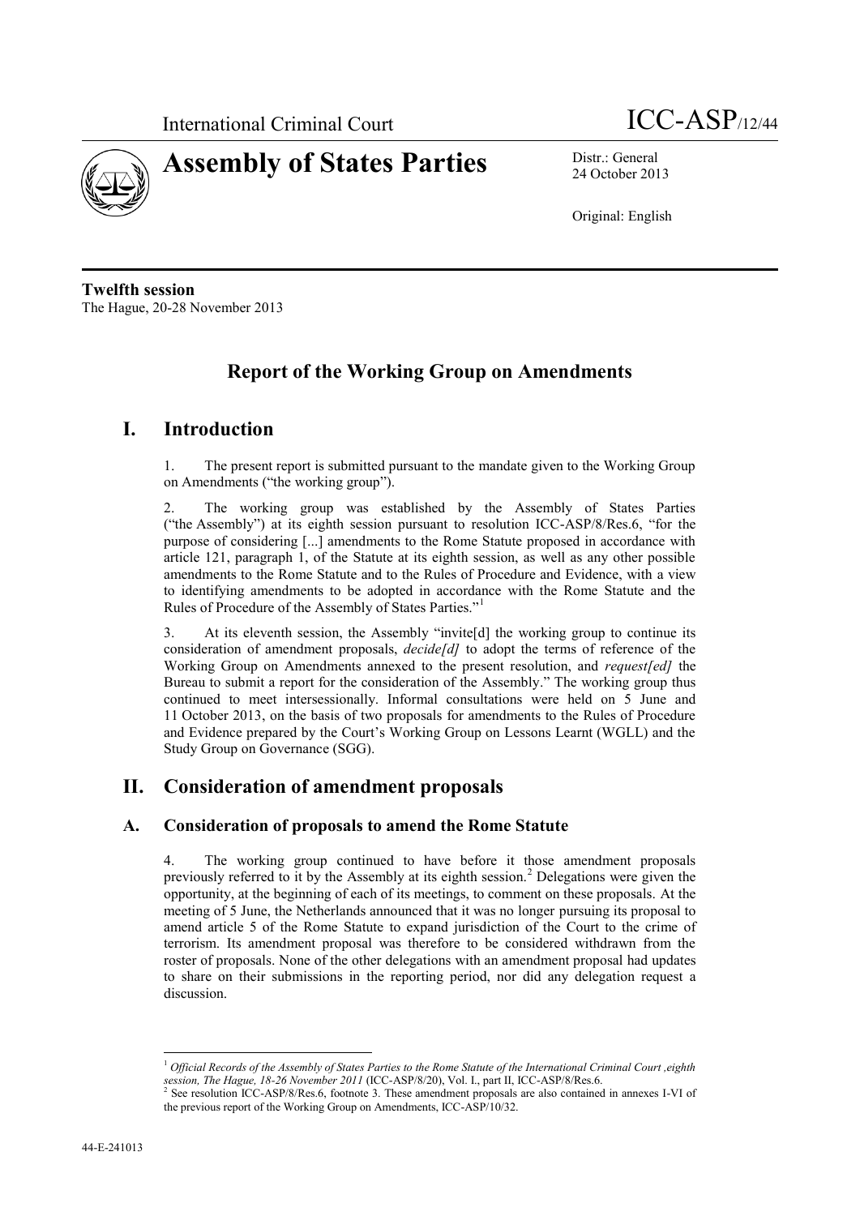International Criminal Court — ICC-ASP/12/44

# Assembly of States Parties

Distr.: General
24 October 2013

Original: English

**Twelfth session**
The Hague, 20-28 November 2013

# Report of the Working Group on Amendments

## I. Introduction

1. The present report is submitted pursuant to the mandate given to the Working Group on Amendments ("the working group").

2. The working group was established by the Assembly of States Parties ("the Assembly") at its eighth session pursuant to resolution ICC-ASP/8/Res.6, "for the purpose of considering [...] amendments to the Rome Statute proposed in accordance with article 121, paragraph 1, of the Statute at its eighth session, as well as any other possible amendments to the Rome Statute and to the Rules of Procedure and Evidence, with a view to identifying amendments to be adopted in accordance with the Rome Statute and the Rules of Procedure of the Assembly of States Parties."[1]

3. At its eleventh session, the Assembly "invite[d] the working group to continue its consideration of amendment proposals, *decide[d]* to adopt the terms of reference of the Working Group on Amendments annexed to the present resolution, and *request[ed]* the Bureau to submit a report for the consideration of the Assembly." The working group thus continued to meet intersessionally. Informal consultations were held on 5 June and 11 October 2013, on the basis of two proposals for amendments to the Rules of Procedure and Evidence prepared by the Court's Working Group on Lessons Learnt (WGLL) and the Study Group on Governance (SGG).

## II. Consideration of amendment proposals

### A. Consideration of proposals to amend the Rome Statute

4. The working group continued to have before it those amendment proposals previously referred to it by the Assembly at its eighth session.[2] Delegations were given the opportunity, at the beginning of each of its meetings, to comment on these proposals. At the meeting of 5 June, the Netherlands announced that it was no longer pursuing its proposal to amend article 5 of the Rome Statute to expand jurisdiction of the Court to the crime of terrorism. Its amendment proposal was therefore to be considered withdrawn from the roster of proposals. None of the other delegations with an amendment proposal had updates to share on their submissions in the reporting period, nor did any delegation request a discussion.

---

[1] *Official Records of the Assembly of States Parties to the Rome Statute of the International Criminal Court ,eighth session, The Hague, 18-26 November 2011* (ICC-ASP/8/20), Vol. I., part II, ICC-ASP/8/Res.6.

[2] See resolution ICC-ASP/8/Res.6, footnote 3. These amendment proposals are also contained in annexes I-VI of the previous report of the Working Group on Amendments, ICC-ASP/10/32.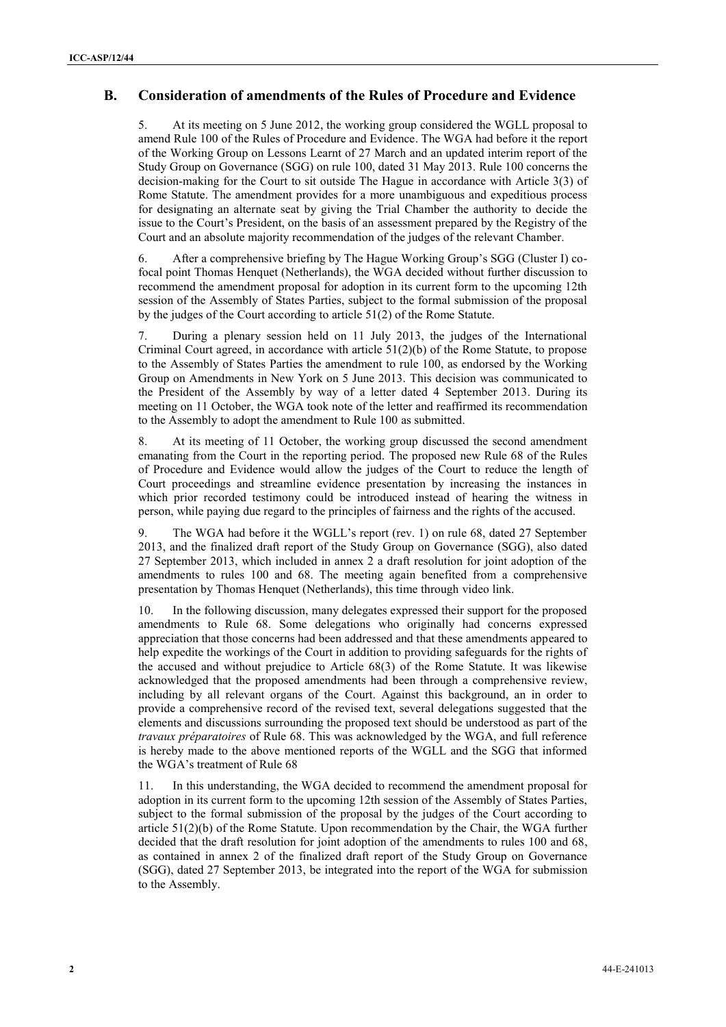## B. Consideration of amendments of the Rules of Procedure and Evidence

5. At its meeting on 5 June 2012, the working group considered the WGLL proposal to amend Rule 100 of the Rules of Procedure and Evidence. The WGA had before it the report of the Working Group on Lessons Learnt of 27 March and an updated interim report of the Study Group on Governance (SGG) on rule 100, dated 31 May 2013. Rule 100 concerns the decision-making for the Court to sit outside The Hague in accordance with Article 3(3) of Rome Statute. The amendment provides for a more unambiguous and expeditious process for designating an alternate seat by giving the Trial Chamber the authority to decide the issue to the Court's President, on the basis of an assessment prepared by the Registry of the Court and an absolute majority recommendation of the judges of the relevant Chamber.

6. After a comprehensive briefing by The Hague Working Group's SGG (Cluster I) co-focal point Thomas Henquet (Netherlands), the WGA decided without further discussion to recommend the amendment proposal for adoption in its current form to the upcoming 12th session of the Assembly of States Parties, subject to the formal submission of the proposal by the judges of the Court according to article 51(2) of the Rome Statute.

7. During a plenary session held on 11 July 2013, the judges of the International Criminal Court agreed, in accordance with article 51(2)(b) of the Rome Statute, to propose to the Assembly of States Parties the amendment to rule 100, as endorsed by the Working Group on Amendments in New York on 5 June 2013. This decision was communicated to the President of the Assembly by way of a letter dated 4 September 2013. During its meeting on 11 October, the WGA took note of the letter and reaffirmed its recommendation to the Assembly to adopt the amendment to Rule 100 as submitted.

8. At its meeting of 11 October, the working group discussed the second amendment emanating from the Court in the reporting period. The proposed new Rule 68 of the Rules of Procedure and Evidence would allow the judges of the Court to reduce the length of Court proceedings and streamline evidence presentation by increasing the instances in which prior recorded testimony could be introduced instead of hearing the witness in person, while paying due regard to the principles of fairness and the rights of the accused.

9. The WGA had before it the WGLL's report (rev. 1) on rule 68, dated 27 September 2013, and the finalized draft report of the Study Group on Governance (SGG), also dated 27 September 2013, which included in annex 2 a draft resolution for joint adoption of the amendments to rules 100 and 68. The meeting again benefited from a comprehensive presentation by Thomas Henquet (Netherlands), this time through video link.

10. In the following discussion, many delegates expressed their support for the proposed amendments to Rule 68. Some delegations who originally had concerns expressed appreciation that those concerns had been addressed and that these amendments appeared to help expedite the workings of the Court in addition to providing safeguards for the rights of the accused and without prejudice to Article 68(3) of the Rome Statute. It was likewise acknowledged that the proposed amendments had been through a comprehensive review, including by all relevant organs of the Court. Against this background, an in order to provide a comprehensive record of the revised text, several delegations suggested that the elements and discussions surrounding the proposed text should be understood as part of the *travaux préparatoires* of Rule 68. This was acknowledged by the WGA, and full reference is hereby made to the above mentioned reports of the WGLL and the SGG that informed the WGA's treatment of Rule 68

11. In this understanding, the WGA decided to recommend the amendment proposal for adoption in its current form to the upcoming 12th session of the Assembly of States Parties, subject to the formal submission of the proposal by the judges of the Court according to article 51(2)(b) of the Rome Statute. Upon recommendation by the Chair, the WGA further decided that the draft resolution for joint adoption of the amendments to rules 100 and 68, as contained in annex 2 of the finalized draft report of the Study Group on Governance (SGG), dated 27 September 2013, be integrated into the report of the WGA for submission to the Assembly.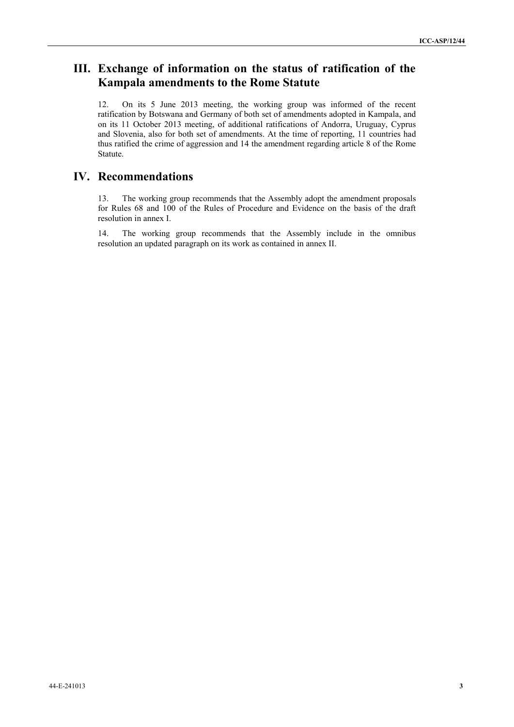## III. Exchange of information on the status of ratification of the Kampala amendments to the Rome Statute

12. On its 5 June 2013 meeting, the working group was informed of the recent ratification by Botswana and Germany of both set of amendments adopted in Kampala, and on its 11 October 2013 meeting, of additional ratifications of Andorra, Uruguay, Cyprus and Slovenia, also for both set of amendments. At the time of reporting, 11 countries had thus ratified the crime of aggression and 14 the amendment regarding article 8 of the Rome Statute.

## IV. Recommendations

13. The working group recommends that the Assembly adopt the amendment proposals for Rules 68 and 100 of the Rules of Procedure and Evidence on the basis of the draft resolution in annex I.

14. The working group recommends that the Assembly include in the omnibus resolution an updated paragraph on its work as contained in annex II.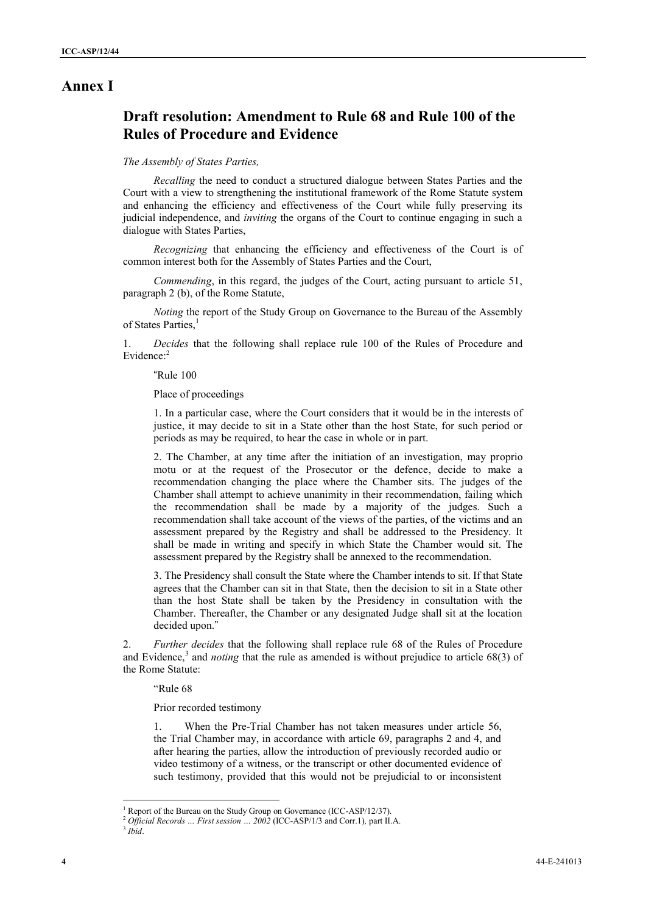# Annex I

## Draft resolution: Amendment to Rule 68 and Rule 100 of the Rules of Procedure and Evidence

*The Assembly of States Parties,*

*Recalling* the need to conduct a structured dialogue between States Parties and the Court with a view to strengthening the institutional framework of the Rome Statute system and enhancing the efficiency and effectiveness of the Court while fully preserving its judicial independence, and *inviting* the organs of the Court to continue engaging in such a dialogue with States Parties,

*Recognizing* that enhancing the efficiency and effectiveness of the Court is of common interest both for the Assembly of States Parties and the Court,

*Commending*, in this regard, the judges of the Court, acting pursuant to article 51, paragraph 2 (b), of the Rome Statute,

*Noting* the report of the Study Group on Governance to the Bureau of the Assembly of States Parties,[1]

1. *Decides* that the following shall replace rule 100 of the Rules of Procedure and Evidence:[2]

"Rule 100

Place of proceedings

1. In a particular case, where the Court considers that it would be in the interests of justice, it may decide to sit in a State other than the host State, for such period or periods as may be required, to hear the case in whole or in part.

2. The Chamber, at any time after the initiation of an investigation, may proprio motu or at the request of the Prosecutor or the defence, decide to make a recommendation changing the place where the Chamber sits. The judges of the Chamber shall attempt to achieve unanimity in their recommendation, failing which the recommendation shall be made by a majority of the judges. Such a recommendation shall take account of the views of the parties, of the victims and an assessment prepared by the Registry and shall be addressed to the Presidency. It shall be made in writing and specify in which State the Chamber would sit. The assessment prepared by the Registry shall be annexed to the recommendation.

3. The Presidency shall consult the State where the Chamber intends to sit. If that State agrees that the Chamber can sit in that State, then the decision to sit in a State other than the host State shall be taken by the Presidency in consultation with the Chamber. Thereafter, the Chamber or any designated Judge shall sit at the location decided upon."

2. *Further decides* that the following shall replace rule 68 of the Rules of Procedure and Evidence,[3] and *noting* that the rule as amended is without prejudice to article 68(3) of the Rome Statute:

"Rule 68

Prior recorded testimony

1. When the Pre-Trial Chamber has not taken measures under article 56, the Trial Chamber may, in accordance with article 69, paragraphs 2 and 4, and after hearing the parties, allow the introduction of previously recorded audio or video testimony of a witness, or the transcript or other documented evidence of such testimony, provided that this would not be prejudicial to or inconsistent

---

[1] Report of the Bureau on the Study Group on Governance (ICC-ASP/12/37).

[2] *Official Records … First session … 2002* (ICC-ASP/1/3 and Corr.1), part II.A.

[3] *Ibid*.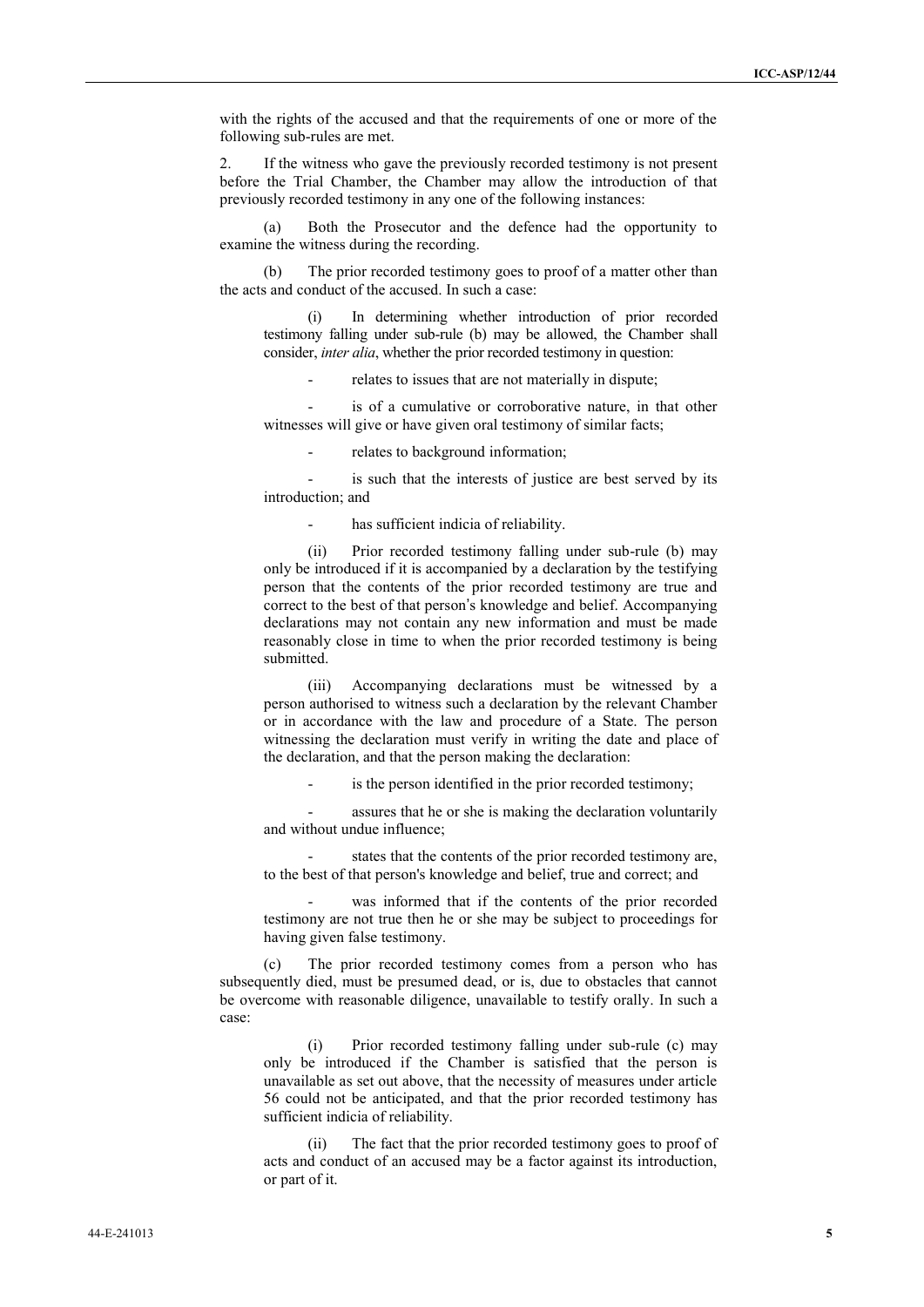with the rights of the accused and that the requirements of one or more of the following sub-rules are met.

2. If the witness who gave the previously recorded testimony is not present before the Trial Chamber, the Chamber may allow the introduction of that previously recorded testimony in any one of the following instances:

(a) Both the Prosecutor and the defence had the opportunity to examine the witness during the recording.

(b) The prior recorded testimony goes to proof of a matter other than the acts and conduct of the accused. In such a case:

(i) In determining whether introduction of prior recorded testimony falling under sub-rule (b) may be allowed, the Chamber shall consider, *inter alia*, whether the prior recorded testimony in question:

- relates to issues that are not materially in dispute;
- is of a cumulative or corroborative nature, in that other witnesses will give or have given oral testimony of similar facts;
- relates to background information;
- is such that the interests of justice are best served by its introduction; and
- has sufficient indicia of reliability.

(ii) Prior recorded testimony falling under sub-rule (b) may only be introduced if it is accompanied by a declaration by the testifying person that the contents of the prior recorded testimony are true and correct to the best of that person's knowledge and belief. Accompanying declarations may not contain any new information and must be made reasonably close in time to when the prior recorded testimony is being submitted.

(iii) Accompanying declarations must be witnessed by a person authorised to witness such a declaration by the relevant Chamber or in accordance with the law and procedure of a State. The person witnessing the declaration must verify in writing the date and place of the declaration, and that the person making the declaration:

- is the person identified in the prior recorded testimony;
- assures that he or she is making the declaration voluntarily and without undue influence;
- states that the contents of the prior recorded testimony are, to the best of that person's knowledge and belief, true and correct; and
- was informed that if the contents of the prior recorded testimony are not true then he or she may be subject to proceedings for having given false testimony.

(c) The prior recorded testimony comes from a person who has subsequently died, must be presumed dead, or is, due to obstacles that cannot be overcome with reasonable diligence, unavailable to testify orally. In such a case:

(i) Prior recorded testimony falling under sub-rule (c) may only be introduced if the Chamber is satisfied that the person is unavailable as set out above, that the necessity of measures under article 56 could not be anticipated, and that the prior recorded testimony has sufficient indicia of reliability.

(ii) The fact that the prior recorded testimony goes to proof of acts and conduct of an accused may be a factor against its introduction, or part of it.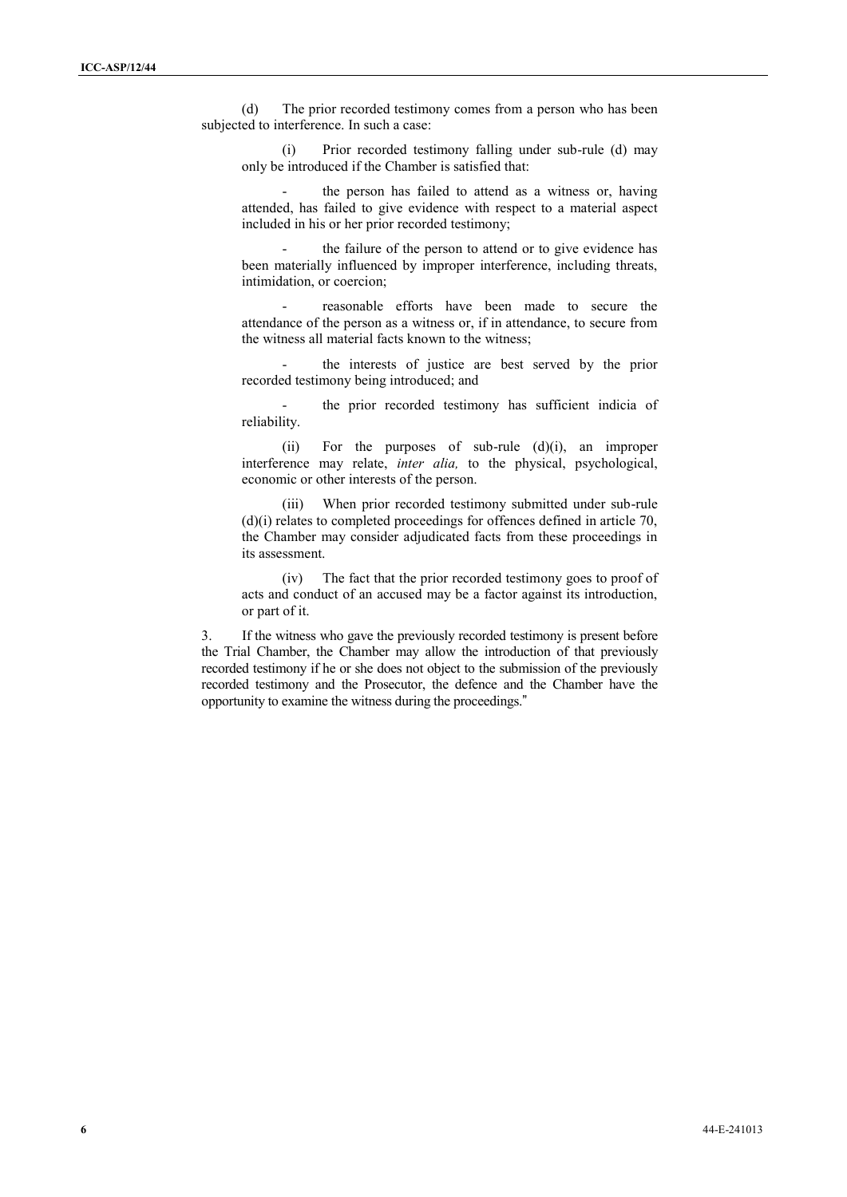(d) The prior recorded testimony comes from a person who has been subjected to interference. In such a case:

(i) Prior recorded testimony falling under sub-rule (d) may only be introduced if the Chamber is satisfied that:

- the person has failed to attend as a witness or, having attended, has failed to give evidence with respect to a material aspect included in his or her prior recorded testimony;

- the failure of the person to attend or to give evidence has been materially influenced by improper interference, including threats, intimidation, or coercion;

- reasonable efforts have been made to secure the attendance of the person as a witness or, if in attendance, to secure from the witness all material facts known to the witness;

- the interests of justice are best served by the prior recorded testimony being introduced; and

- the prior recorded testimony has sufficient indicia of reliability.

(ii) For the purposes of sub-rule (d)(i), an improper interference may relate, *inter alia,* to the physical, psychological, economic or other interests of the person.

(iii) When prior recorded testimony submitted under sub-rule (d)(i) relates to completed proceedings for offences defined in article 70, the Chamber may consider adjudicated facts from these proceedings in its assessment.

(iv) The fact that the prior recorded testimony goes to proof of acts and conduct of an accused may be a factor against its introduction, or part of it.

3. If the witness who gave the previously recorded testimony is present before the Trial Chamber, the Chamber may allow the introduction of that previously recorded testimony if he or she does not object to the submission of the previously recorded testimony and the Prosecutor, the defence and the Chamber have the opportunity to examine the witness during the proceedings."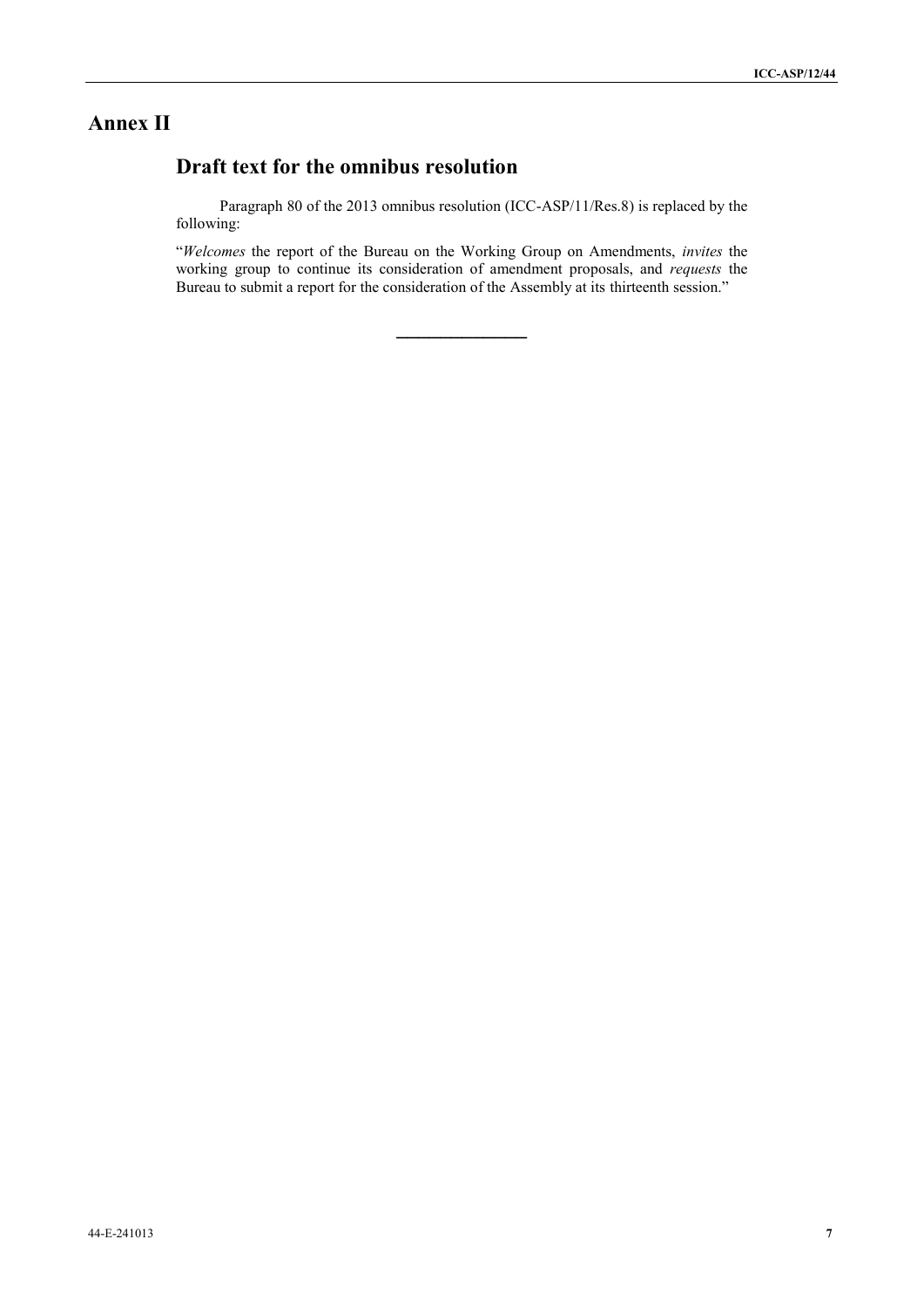# Annex II

## Draft text for the omnibus resolution

Paragraph 80 of the 2013 omnibus resolution (ICC-ASP/11/Res.8) is replaced by the following:

"*Welcomes* the report of the Bureau on the Working Group on Amendments, *invites* the working group to continue its consideration of amendment proposals, and *requests* the Bureau to submit a report for the consideration of the Assembly at its thirteenth session."

---